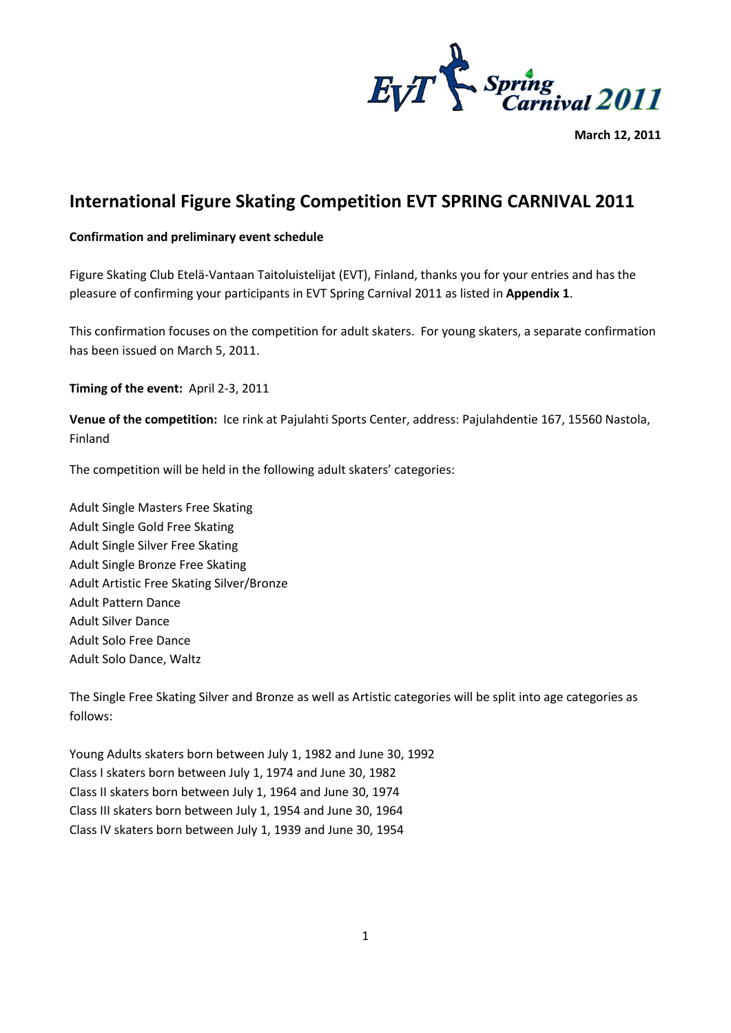March 12, 2011

## International Figure Skating Competition EVT SPRING CARNIVAL 2011

**Confirmation and preliminary event schedule**

Figure Skating Club Etelä-Vantaan Taitoluistelijat (EVT), Finland, thanks you for your entries and has the pleasure of confirming your participants in EVT Spring Carnival 2011 as listed in **Appendix 1**.

This confirmation focuses on the competition for adult skaters. For young skaters, a separate confirmation has been issued on March 5, 2011.

**Timing of the event:** April 2-3, 2011

**Venue of the competition:** Ice rink at Pajulahti Sports Center, address: Pajulahdentie 167, 15560 Nastola, Finland

The competition will be held in the following adult skaters' categories:

Adult Single Masters Free Skating
Adult Single Gold Free Skating
Adult Single Silver Free Skating
Adult Single Bronze Free Skating
Adult Artistic Free Skating Silver/Bronze
Adult Pattern Dance
Adult Silver Dance
Adult Solo Free Dance
Adult Solo Dance, Waltz

The Single Free Skating Silver and Bronze as well as Artistic categories will be split into age categories as follows:

Young Adults skaters born between July 1, 1982 and June 30, 1992
Class I skaters born between July 1, 1974 and June 30, 1982
Class II skaters born between July 1, 1964 and June 30, 1974
Class III skaters born between July 1, 1954 and June 30, 1964
Class IV skaters born between July 1, 1939 and June 30, 1954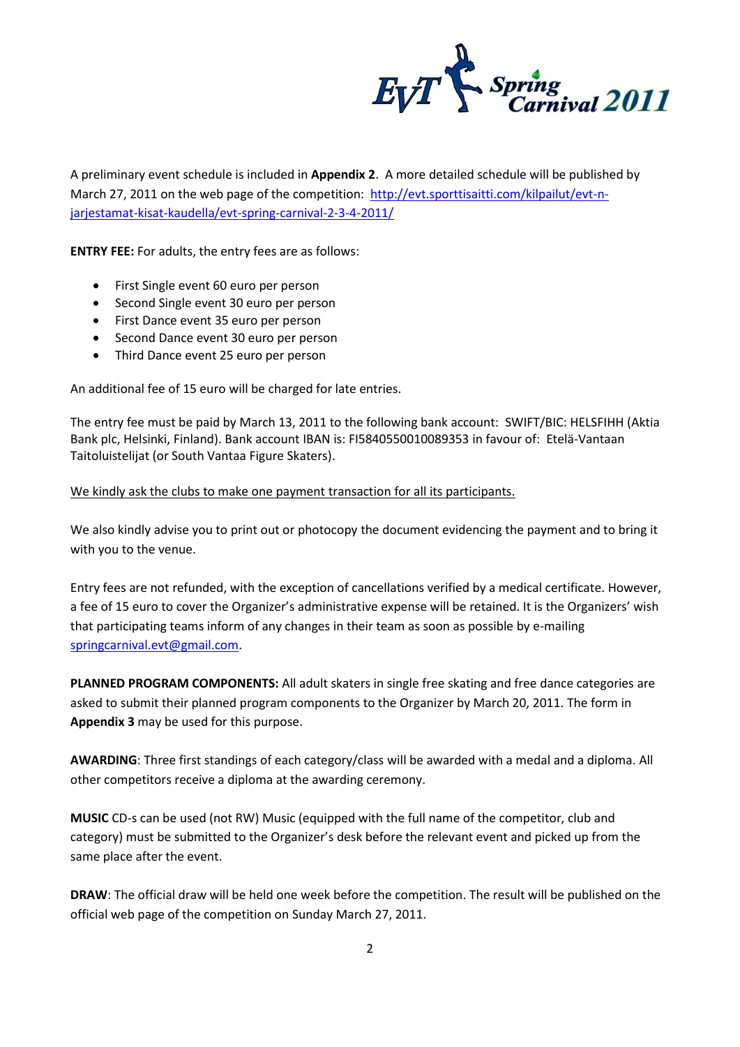A preliminary event schedule is included in **Appendix 2**. A more detailed schedule will be published by March 27, 2011 on the web page of the competition: [http://evt.sporttisaitti.com/kilpailut/evt-n-jarjestamat-kisat-kaudella/evt-spring-carnival-2-3-4-2011/](http://evt.sporttisaitti.com/kilpailut/evt-n-jarjestamat-kisat-kaudella/evt-spring-carnival-2-3-4-2011/)

**ENTRY FEE:** For adults, the entry fees are as follows:

- First Single event 60 euro per person
- Second Single event 30 euro per person
- First Dance event 35 euro per person
- Second Dance event 30 euro per person
- Third Dance event 25 euro per person

An additional fee of 15 euro will be charged for late entries.

The entry fee must be paid by March 13, 2011 to the following bank account: SWIFT/BIC: HELSFIHH (Aktia Bank plc, Helsinki, Finland). Bank account IBAN is: FI5840550010089353 in favour of: Etelä-Vantaan Taitoluistelijat (or South Vantaa Figure Skaters).

<u>We kindly ask the clubs to make one payment transaction for all its participants.</u>

We also kindly advise you to print out or photocopy the document evidencing the payment and to bring it with you to the venue.

Entry fees are not refunded, with the exception of cancellations verified by a medical certificate. However, a fee of 15 euro to cover the Organizer's administrative expense will be retained. It is the Organizers' wish that participating teams inform of any changes in their team as soon as possible by e-mailing [springcarnival.evt@gmail.com](mailto:springcarnival.evt@gmail.com).

**PLANNED PROGRAM COMPONENTS:** All adult skaters in single free skating and free dance categories are asked to submit their planned program components to the Organizer by March 20, 2011. The form in **Appendix 3** may be used for this purpose.

**AWARDING**: Three first standings of each category/class will be awarded with a medal and a diploma. All other competitors receive a diploma at the awarding ceremony.

**MUSIC** CD-s can be used (not RW) Music (equipped with the full name of the competitor, club and category) must be submitted to the Organizer's desk before the relevant event and picked up from the same place after the event.

**DRAW**: The official draw will be held one week before the competition. The result will be published on the official web page of the competition on Sunday March 27, 2011.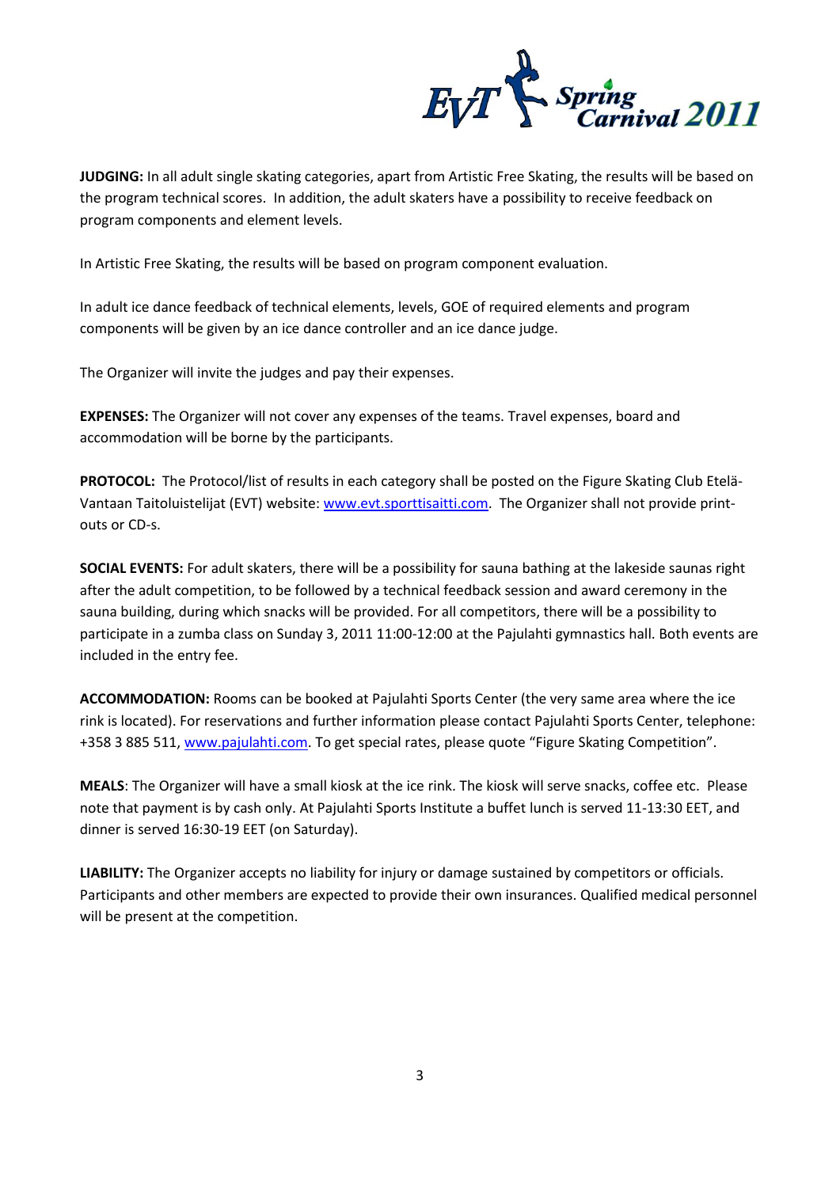**JUDGING:** In all adult single skating categories, apart from Artistic Free Skating, the results will be based on the program technical scores. In addition, the adult skaters have a possibility to receive feedback on program components and element levels.

In Artistic Free Skating, the results will be based on program component evaluation.

In adult ice dance feedback of technical elements, levels, GOE of required elements and program components will be given by an ice dance controller and an ice dance judge.

The Organizer will invite the judges and pay their expenses.

**EXPENSES:** The Organizer will not cover any expenses of the teams. Travel expenses, board and accommodation will be borne by the participants.

**PROTOCOL:** The Protocol/list of results in each category shall be posted on the Figure Skating Club Etelä-Vantaan Taitoluistelijat (EVT) website: www.evt.sporttisaitti.com. The Organizer shall not provide print-outs or CD-s.

**SOCIAL EVENTS:** For adult skaters, there will be a possibility for sauna bathing at the lakeside saunas right after the adult competition, to be followed by a technical feedback session and award ceremony in the sauna building, during which snacks will be provided. For all competitors, there will be a possibility to participate in a zumba class on Sunday 3, 2011 11:00-12:00 at the Pajulahti gymnastics hall. Both events are included in the entry fee.

**ACCOMMODATION:** Rooms can be booked at Pajulahti Sports Center (the very same area where the ice rink is located). For reservations and further information please contact Pajulahti Sports Center, telephone: +358 3 885 511, www.pajulahti.com. To get special rates, please quote "Figure Skating Competition".

**MEALS**: The Organizer will have a small kiosk at the ice rink. The kiosk will serve snacks, coffee etc. Please note that payment is by cash only. At Pajulahti Sports Institute a buffet lunch is served 11-13:30 EET, and dinner is served 16:30-19 EET (on Saturday).

**LIABILITY:** The Organizer accepts no liability for injury or damage sustained by competitors or officials. Participants and other members are expected to provide their own insurances. Qualified medical personnel will be present at the competition.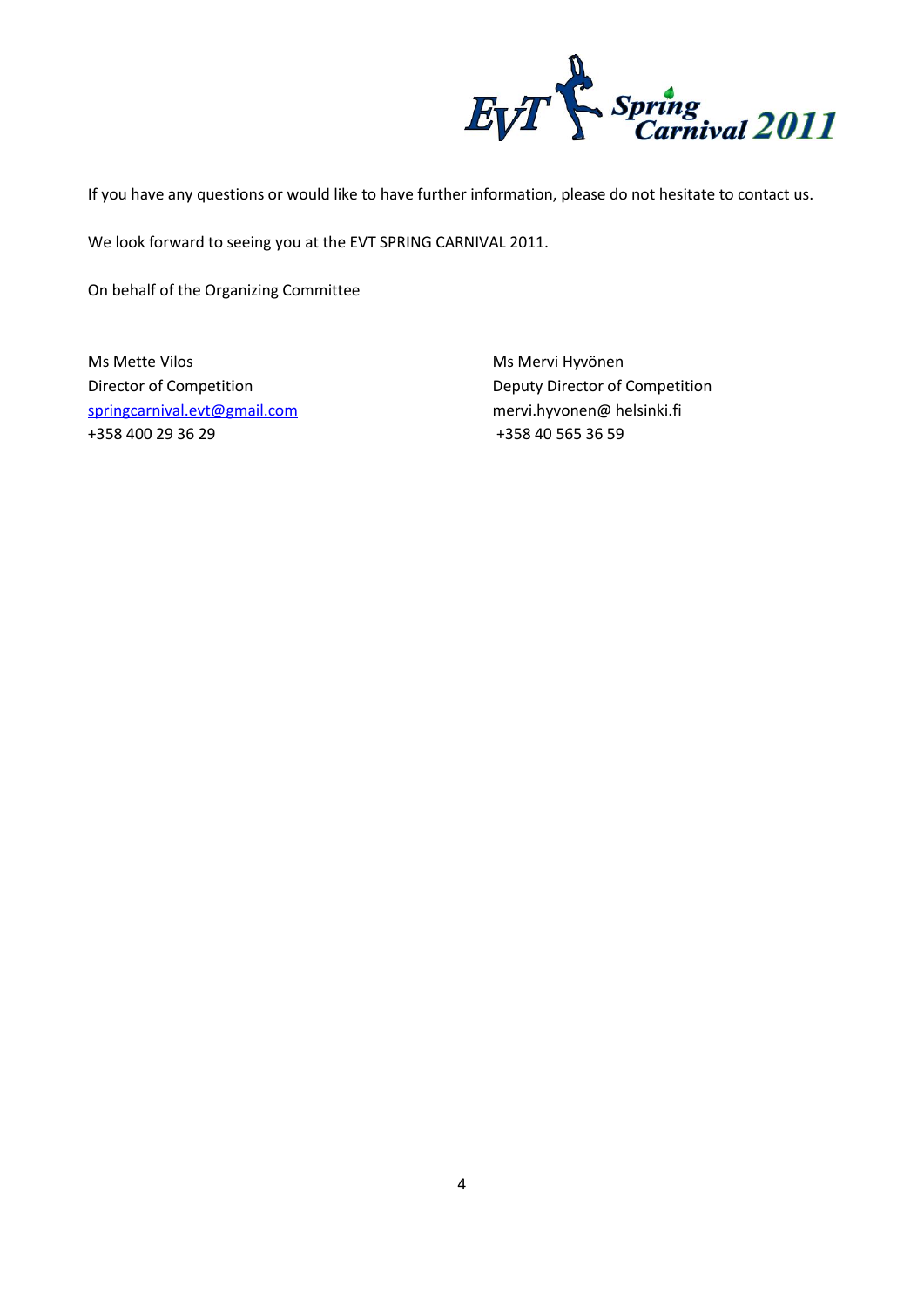If you have any questions or would like to have further information, please do not hesitate to contact us.

We look forward to seeing you at the EVT SPRING CARNIVAL 2011.

On behalf of the Organizing Committee

Ms Mette Vilos
Director of Competition
springcarnival.evt@gmail.com
+358 400 29 36 29

Ms Mervi Hyvönen
Deputy Director of Competition
mervi.hyvonen@ helsinki.fi
+358 40 565 36 59